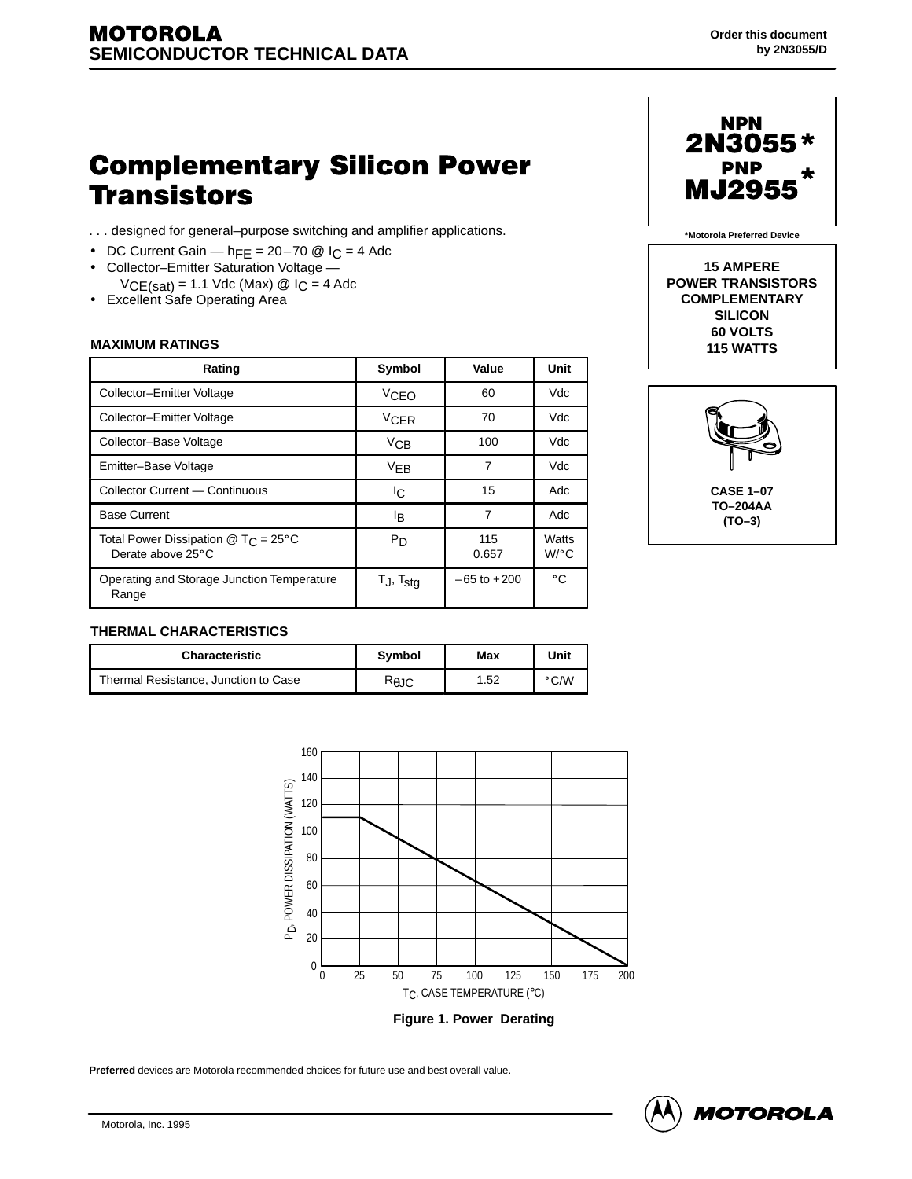**MOTOROLA**
**SEMICONDUCTOR TECHNICAL DATA**

Order this document
by 2N3055/D

# Complementary Silicon Power Transistors

. . . designed for general–purpose switching and amplifier applications.

- DC Current Gain — $h_{FE}$ = 20–70 @ $I_C$ = 4 Adc
- Collector–Emitter Saturation Voltage —
  $V_{CE(sat)}$ = 1.1 Vdc (Max) @ $I_C$ = 4 Adc
- Excellent Safe Operating Area

**NPN**
**2N3055***
**PNP**
**MJ2955***

*Motorola Preferred Device

**15 AMPERE**
**POWER TRANSISTORS**
**COMPLEMENTARY**
**SILICON**
**60 VOLTS**
**115 WATTS**

**CASE 1–07**
**TO–204AA**
**(TO–3)**

### MAXIMUM RATINGS

| Rating | Symbol | Value | Unit |
|---|---|---|---|
| Collector–Emitter Voltage | $V_{CEO}$ | 60 | Vdc |
| Collector–Emitter Voltage | $V_{CER}$ | 70 | Vdc |
| Collector–Base Voltage | $V_{CB}$ | 100 | Vdc |
| Emitter–Base Voltage | $V_{EB}$ | 7 | Vdc |
| Collector Current — Continuous | $I_C$ | 15 | Adc |
| Base Current | $I_B$ | 7 | Adc |
| Total Power Dissipation @ $T_C$ = 25°C<br>Derate above 25°C | $P_D$ | 115<br>0.657 | Watts<br>W/°C |
| Operating and Storage Junction Temperature Range | $T_J$, $T_{stg}$ | –65 to +200 | °C |

### THERMAL CHARACTERISTICS

| Characteristic | Symbol | Max | Unit |
|---|---|---|---|
| Thermal Resistance, Junction to Case | $R_{\theta JC}$ | 1.52 | °C/W |

**Figure 1. Power Derating**

**Preferred** devices are Motorola recommended choices for future use and best overall value.

Motorola, Inc. 1995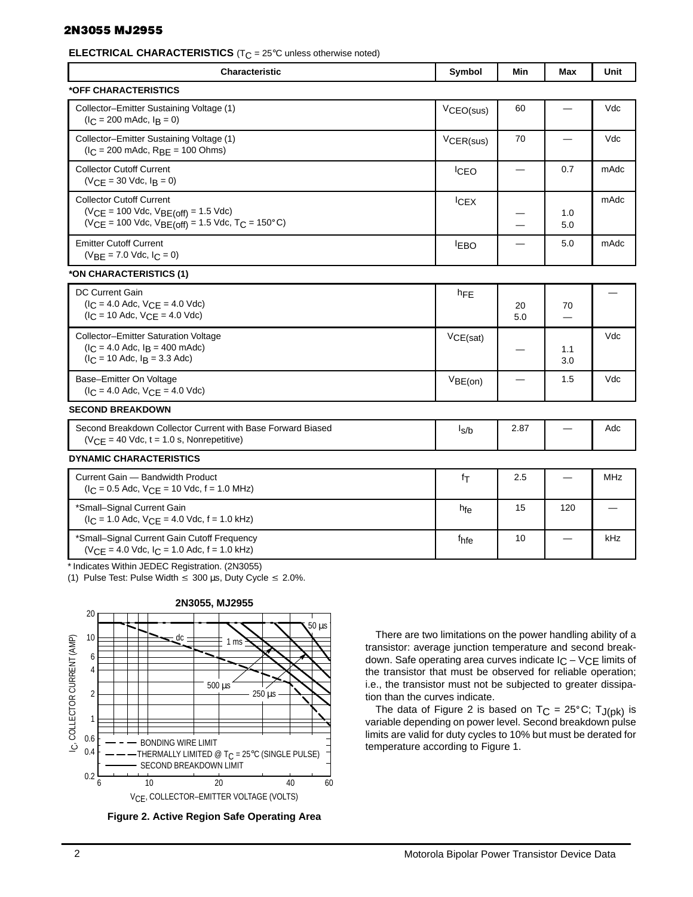## ELECTRICAL CHARACTERISTICS ($T_C$ = 25°C unless otherwise noted)

| Characteristic | Symbol | Min | Max | Unit |
|---|---|---|---|---|
| ***OFF CHARACTERISTICS** | | | | |
| Collector–Emitter Sustaining Voltage (1) ($I_C$ = 200 mAdc, $I_B$ = 0) | $V_{CEO(sus)}$ | 60 | — | Vdc |
| Collector–Emitter Sustaining Voltage (1) ($I_C$ = 200 mAdc, $R_{BE}$ = 100 Ohms) | $V_{CER(sus)}$ | 70 | — | Vdc |
| Collector Cutoff Current ($V_{CE}$ = 30 Vdc, $I_B$ = 0) | $I_{CEO}$ | — | 0.7 | mAdc |
| Collector Cutoff Current ($V_{CE}$ = 100 Vdc, $V_{BE(off)}$ = 1.5 Vdc) ($V_{CE}$ = 100 Vdc, $V_{BE(off)}$ = 1.5 Vdc, $T_C$ = 150°C) | $I_{CEX}$ | — <br> — | 1.0 <br> 5.0 | mAdc |
| Emitter Cutoff Current ($V_{BE}$ = 7.0 Vdc, $I_C$ = 0) | $I_{EBO}$ | — | 5.0 | mAdc |
| ***ON CHARACTERISTICS (1)** | | | | |
| DC Current Gain ($I_C$ = 4.0 Adc, $V_{CE}$ = 4.0 Vdc) ($I_C$ = 10 Adc, $V_{CE}$ = 4.0 Vdc) | $h_{FE}$ | 20 <br> 5.0 | 70 <br> — | — |
| Collector–Emitter Saturation Voltage ($I_C$ = 4.0 Adc, $I_B$ = 400 mAdc) ($I_C$ = 10 Adc, $I_B$ = 3.3 Adc) | $V_{CE(sat)}$ | — | 1.1 <br> 3.0 | Vdc |
| Base–Emitter On Voltage ($I_C$ = 4.0 Adc, $V_{CE}$ = 4.0 Vdc) | $V_{BE(on)}$ | — | 1.5 | Vdc |
| **SECOND BREAKDOWN** | | | | |
| Second Breakdown Collector Current with Base Forward Biased ($V_{CE}$ = 40 Vdc, t = 1.0 s, Nonrepetitive) | $I_{s/b}$ | 2.87 | — | Adc |
| **DYNAMIC CHARACTERISTICS** | | | | |
| Current Gain — Bandwidth Product ($I_C$ = 0.5 Adc, $V_{CE}$ = 10 Vdc, f = 1.0 MHz) | $f_T$ | 2.5 | — | MHz |
| *Small–Signal Current Gain ($I_C$ = 1.0 Adc, $V_{CE}$ = 4.0 Vdc, f = 1.0 kHz) | $h_{fe}$ | 15 | 120 | — |
| *Small–Signal Current Gain Cutoff Frequency ($V_{CE}$ = 4.0 Vdc, $I_C$ = 1.0 Adc, f = 1.0 kHz) | $f_{hfe}$ | 10 | — | kHz |

* Indicates Within JEDEC Registration. (2N3055)

(1) Pulse Test: Pulse Width ≤ 300 μs, Duty Cycle ≤ 2.0%.

**Figure 2. Active Region Safe Operating Area**

There are two limitations on the power handling ability of a transistor: average junction temperature and second breakdown. Safe operating area curves indicate $I_C - V_{CE}$ limits of the transistor that must be observed for reliable operation; i.e., the transistor must not be subjected to greater dissipation than the curves indicate.

The data of Figure 2 is based on $T_C$ = 25°C; $T_{J(pk)}$ is variable depending on power level. Second breakdown pulse limits are valid for duty cycles to 10% but must be derated for temperature according to Figure 1.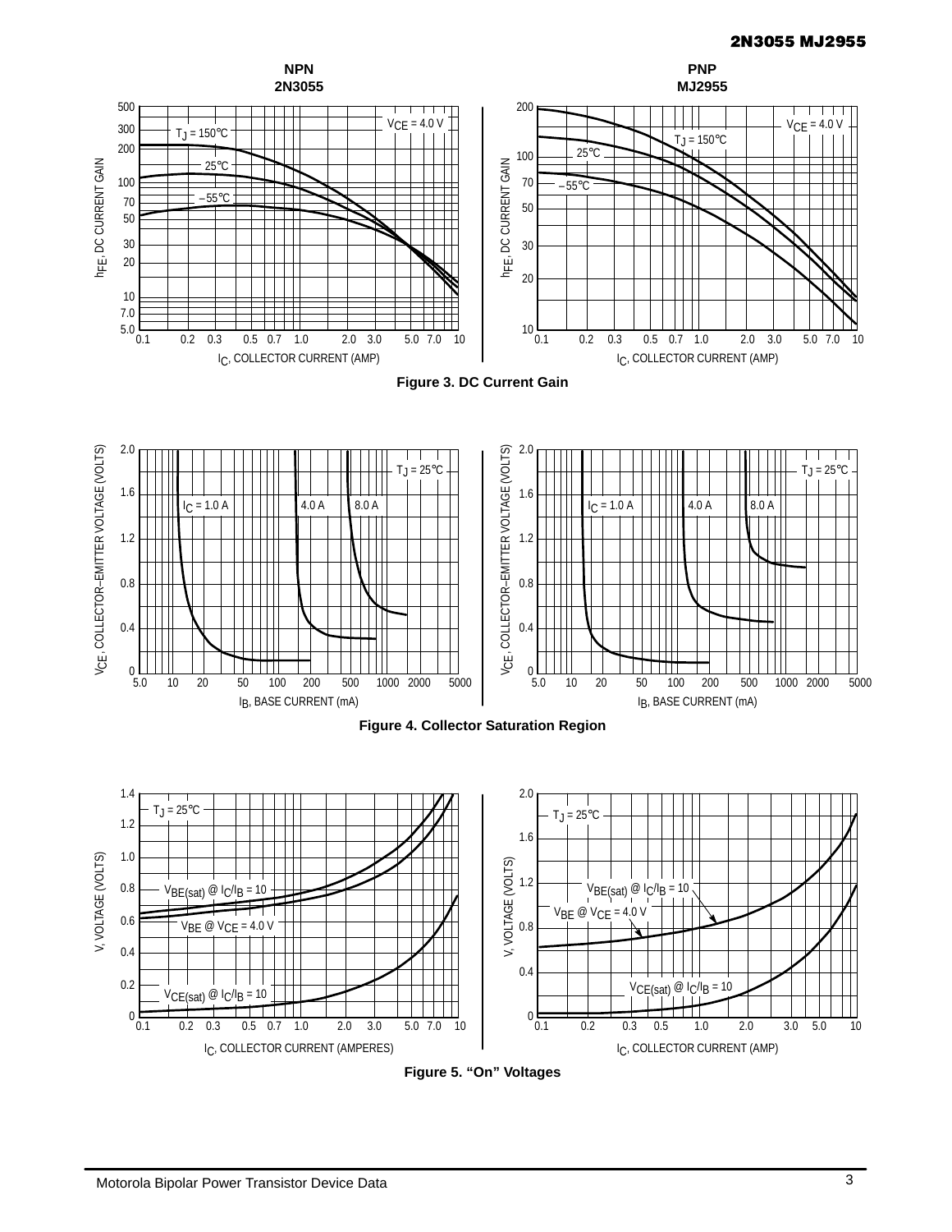**NPN 2N3055** **PNP MJ2955**

Figure 3. DC Current Gain

Figure 4. Collector Saturation Region

Figure 5. "On" Voltages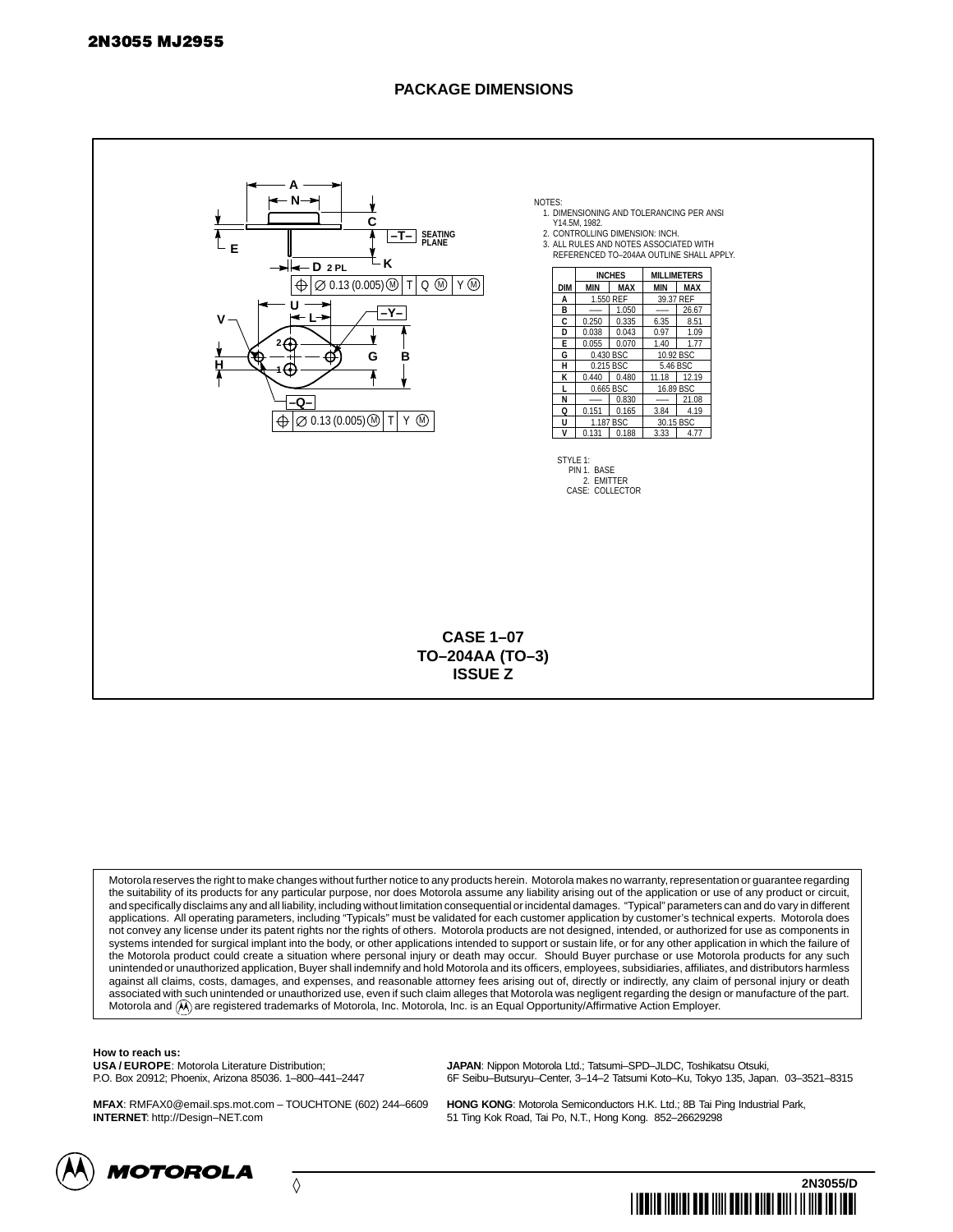## PACKAGE DIMENSIONS

A
N
C
–T– SEATING PLANE
E
K
D 2 PL
0.13 (0.005) M T Q M Y M
U
L
V
–Y–
2
H
G
B
1
–Q–
0.13 (0.005) M T Y M

NOTES:
1. DIMENSIONING AND TOLERANCING PER ANSI Y14.5M, 1982.
2. CONTROLLING DIMENSION: INCH.
3. ALL RULES AND NOTES ASSOCIATED WITH REFERENCED TO–204AA OUTLINE SHALL APPLY.

| | INCHES | | MILLIMETERS | |
|---|---|---|---|---|
| DIM | MIN | MAX | MIN | MAX |
| A | 1.550 REF | | 39.37 REF | |
| B | ––– | 1.050 | ––– | 26.67 |
| C | 0.250 | 0.335 | 6.35 | 8.51 |
| D | 0.038 | 0.043 | 0.97 | 1.09 |
| E | 0.055 | 0.070 | 1.40 | 1.77 |
| G | 0.430 BSC | | 10.92 BSC | |
| H | 0.215 BSC | | 5.46 BSC | |
| K | 0.440 | 0.480 | 11.18 | 12.19 |
| L | 0.665 BSC | | 16.89 BSC | |
| N | ––– | 0.830 | ––– | 21.08 |
| Q | 0.151 | 0.165 | 3.84 | 4.19 |
| U | 1.187 BSC | | 30.15 BSC | |
| V | 0.131 | 0.188 | 3.33 | 4.77 |

STYLE 1:
PIN 1. BASE
2. EMITTER
CASE: COLLECTOR

**CASE 1–07**
**TO–204AA (TO–3)**
**ISSUE Z**

Motorola reserves the right to make changes without further notice to any products herein. Motorola makes no warranty, representation or guarantee regarding the suitability of its products for any particular purpose, nor does Motorola assume any liability arising out of the application or use of any product or circuit, and specifically disclaims any and all liability, including without limitation consequential or incidental damages. "Typical" parameters can and do vary in different applications. All operating parameters, including "Typicals" must be validated for each customer application by customer's technical experts. Motorola does not convey any license under its patent rights nor the rights of others. Motorola products are not designed, intended, or authorized for use as components in systems intended for surgical implant into the body, or other applications intended to support or sustain life, or for any other application in which the failure of the Motorola product could create a situation where personal injury or death may occur. Should Buyer purchase or use Motorola products for any such unintended or unauthorized application, Buyer shall indemnify and hold Motorola and its officers, employees, subsidiaries, affiliates, and distributors harmless against all claims, costs, damages, and expenses, and reasonable attorney fees arising out of, directly or indirectly, any claim of personal injury or death associated with such unintended or unauthorized use, even if such claim alleges that Motorola was negligent regarding the design or manufacture of the part. Motorola and Ⓜ are registered trademarks of Motorola, Inc. Motorola, Inc. is an Equal Opportunity/Affirmative Action Employer.

**How to reach us:**
**USA / EUROPE**: Motorola Literature Distribution;
P.O. Box 20912; Phoenix, Arizona 85036. 1–800–441–2447

**JAPAN**: Nippon Motorola Ltd.; Tatsumi–SPD–JLDC, Toshikatsu Otsuki,
6F Seibu–Butsuryu–Center, 3–14–2 Tatsumi Koto–Ku, Tokyo 135, Japan. 03–3521–8315

**MFAX**: RMFAX0@email.sps.mot.com – TOUCHTONE (602) 244–6609
**INTERNET**: http://Design–NET.com

**HONG KONG**: Motorola Semiconductors H.K. Ltd.; 8B Tai Ping Industrial Park,
51 Ting Kok Road, Tai Po, N.T., Hong Kong. 852–26629298

**MOTOROLA**

**2N3055/D**